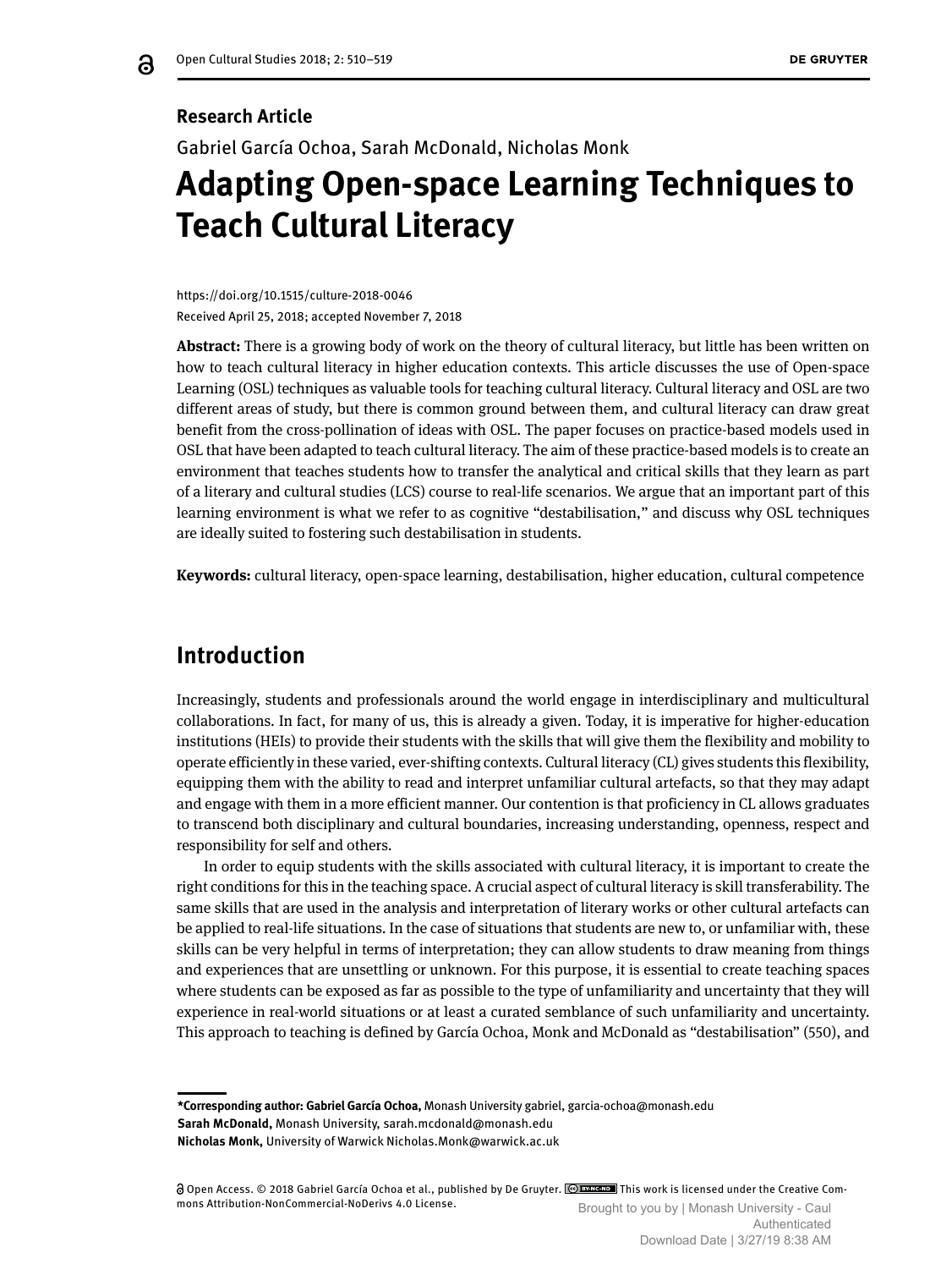**Research Article**

Gabriel García Ochoa, Sarah McDonald, Nicholas Monk

# Adapting Open-space Learning Techniques to Teach Cultural Literacy

https://doi.org/10.1515/culture-2018-0046

Received April 25, 2018; accepted November 7, 2018

**Abstract:** There is a growing body of work on the theory of cultural literacy, but little has been written on how to teach cultural literacy in higher education contexts. This article discusses the use of Open-space Learning (OSL) techniques as valuable tools for teaching cultural literacy. Cultural literacy and OSL are two different areas of study, but there is common ground between them, and cultural literacy can draw great benefit from the cross-pollination of ideas with OSL. The paper focuses on practice-based models used in OSL that have been adapted to teach cultural literacy. The aim of these practice-based models is to create an environment that teaches students how to transfer the analytical and critical skills that they learn as part of a literary and cultural studies (LCS) course to real-life scenarios. We argue that an important part of this learning environment is what we refer to as cognitive "destabilisation," and discuss why OSL techniques are ideally suited to fostering such destabilisation in students.

**Keywords:** cultural literacy, open-space learning, destabilisation, higher education, cultural competence

## Introduction

Increasingly, students and professionals around the world engage in interdisciplinary and multicultural collaborations. In fact, for many of us, this is already a given. Today, it is imperative for higher-education institutions (HEIs) to provide their students with the skills that will give them the flexibility and mobility to operate efficiently in these varied, ever-shifting contexts. Cultural literacy (CL) gives students this flexibility, equipping them with the ability to read and interpret unfamiliar cultural artefacts, so that they may adapt and engage with them in a more efficient manner. Our contention is that proficiency in CL allows graduates to transcend both disciplinary and cultural boundaries, increasing understanding, openness, respect and responsibility for self and others.

In order to equip students with the skills associated with cultural literacy, it is important to create the right conditions for this in the teaching space. A crucial aspect of cultural literacy is skill transferability. The same skills that are used in the analysis and interpretation of literary works or other cultural artefacts can be applied to real-life situations. In the case of situations that students are new to, or unfamiliar with, these skills can be very helpful in terms of interpretation; they can allow students to draw meaning from things and experiences that are unsettling or unknown. For this purpose, it is essential to create teaching spaces where students can be exposed as far as possible to the type of unfamiliarity and uncertainty that they will experience in real-world situations or at least a curated semblance of such unfamiliarity and uncertainty. This approach to teaching is defined by García Ochoa, Monk and McDonald as "destabilisation" (550), and

---

**\*Corresponding author: Gabriel García Ochoa,** Monash University gabriel, garcia-ochoa@monash.edu

**Sarah McDonald,** Monash University, sarah.mcdonald@monash.edu

**Nicholas Monk,** University of Warwick Nicholas.Monk@warwick.ac.uk

Open Access. © 2018 Gabriel García Ochoa et al., published by De Gruyter. This work is licensed under the Creative Commons Attribution-NonCommercial-NoDerivs 4.0 License.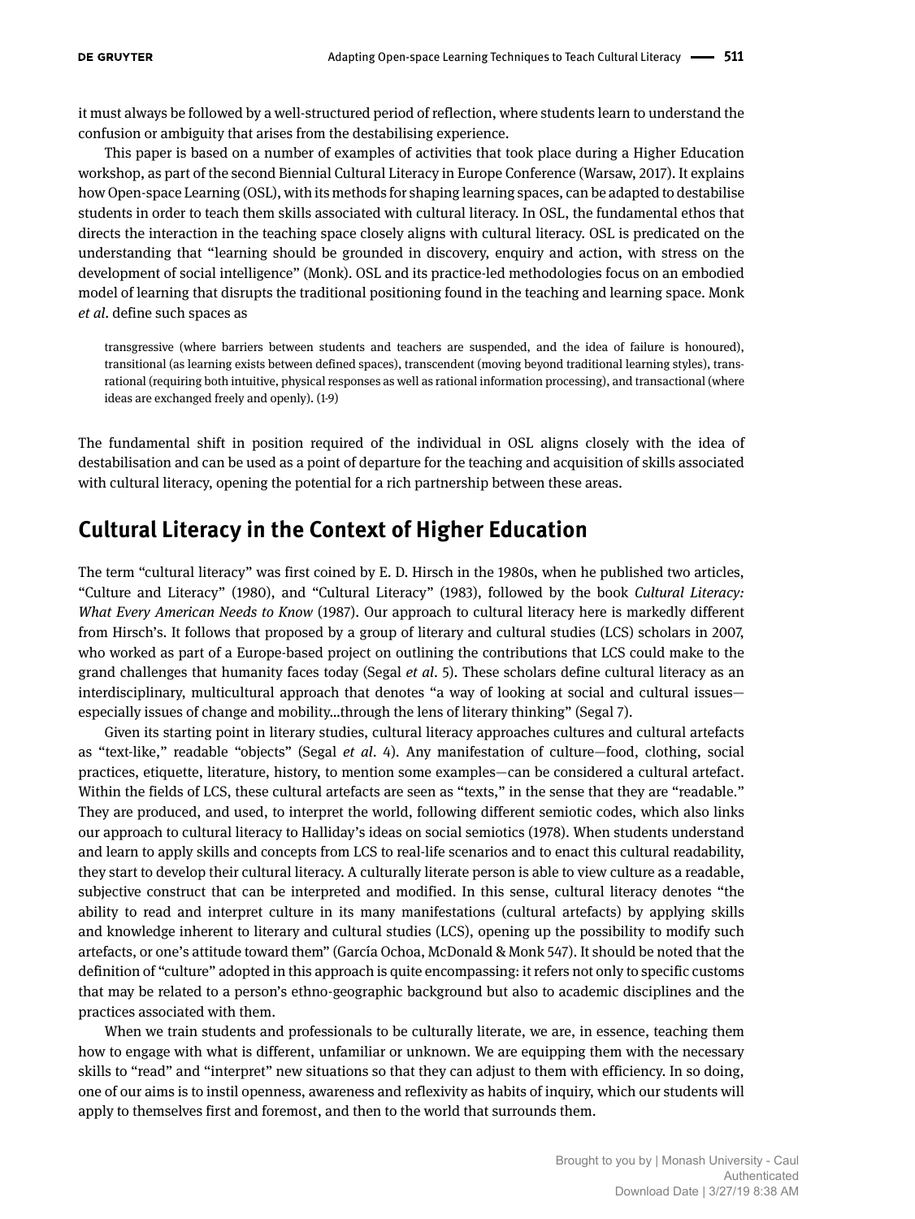it must always be followed by a well-structured period of reflection, where students learn to understand the confusion or ambiguity that arises from the destabilising experience.

This paper is based on a number of examples of activities that took place during a Higher Education workshop, as part of the second Biennial Cultural Literacy in Europe Conference (Warsaw, 2017). It explains how Open-space Learning (OSL), with its methods for shaping learning spaces, can be adapted to destabilise students in order to teach them skills associated with cultural literacy. In OSL, the fundamental ethos that directs the interaction in the teaching space closely aligns with cultural literacy. OSL is predicated on the understanding that "learning should be grounded in discovery, enquiry and action, with stress on the development of social intelligence" (Monk). OSL and its practice-led methodologies focus on an embodied model of learning that disrupts the traditional positioning found in the teaching and learning space. Monk *et al*. define such spaces as

> transgressive (where barriers between students and teachers are suspended, and the idea of failure is honoured), transitional (as learning exists between defined spaces), transcendent (moving beyond traditional learning styles), transrational (requiring both intuitive, physical responses as well as rational information processing), and transactional (where ideas are exchanged freely and openly). (1-9)

The fundamental shift in position required of the individual in OSL aligns closely with the idea of destabilisation and can be used as a point of departure for the teaching and acquisition of skills associated with cultural literacy, opening the potential for a rich partnership between these areas.

## Cultural Literacy in the Context of Higher Education

The term "cultural literacy" was first coined by E. D. Hirsch in the 1980s, when he published two articles, "Culture and Literacy" (1980), and "Cultural Literacy" (1983), followed by the book *Cultural Literacy: What Every American Needs to Know* (1987). Our approach to cultural literacy here is markedly different from Hirsch's. It follows that proposed by a group of literary and cultural studies (LCS) scholars in 2007, who worked as part of a Europe-based project on outlining the contributions that LCS could make to the grand challenges that humanity faces today (Segal *et al*. 5). These scholars define cultural literacy as an interdisciplinary, multicultural approach that denotes "a way of looking at social and cultural issues—especially issues of change and mobility…through the lens of literary thinking" (Segal 7).

Given its starting point in literary studies, cultural literacy approaches cultures and cultural artefacts as "text-like," readable "objects" (Segal *et al*. 4). Any manifestation of culture—food, clothing, social practices, etiquette, literature, history, to mention some examples—can be considered a cultural artefact. Within the fields of LCS, these cultural artefacts are seen as "texts," in the sense that they are "readable." They are produced, and used, to interpret the world, following different semiotic codes, which also links our approach to cultural literacy to Halliday's ideas on social semiotics (1978). When students understand and learn to apply skills and concepts from LCS to real-life scenarios and to enact this cultural readability, they start to develop their cultural literacy. A culturally literate person is able to view culture as a readable, subjective construct that can be interpreted and modified. In this sense, cultural literacy denotes "the ability to read and interpret culture in its many manifestations (cultural artefacts) by applying skills and knowledge inherent to literary and cultural studies (LCS), opening up the possibility to modify such artefacts, or one's attitude toward them" (García Ochoa, McDonald & Monk 547). It should be noted that the definition of "culture" adopted in this approach is quite encompassing: it refers not only to specific customs that may be related to a person's ethno-geographic background but also to academic disciplines and the practices associated with them.

When we train students and professionals to be culturally literate, we are, in essence, teaching them how to engage with what is different, unfamiliar or unknown. We are equipping them with the necessary skills to "read" and "interpret" new situations so that they can adjust to them with efficiency. In so doing, one of our aims is to instil openness, awareness and reflexivity as habits of inquiry, which our students will apply to themselves first and foremost, and then to the world that surrounds them.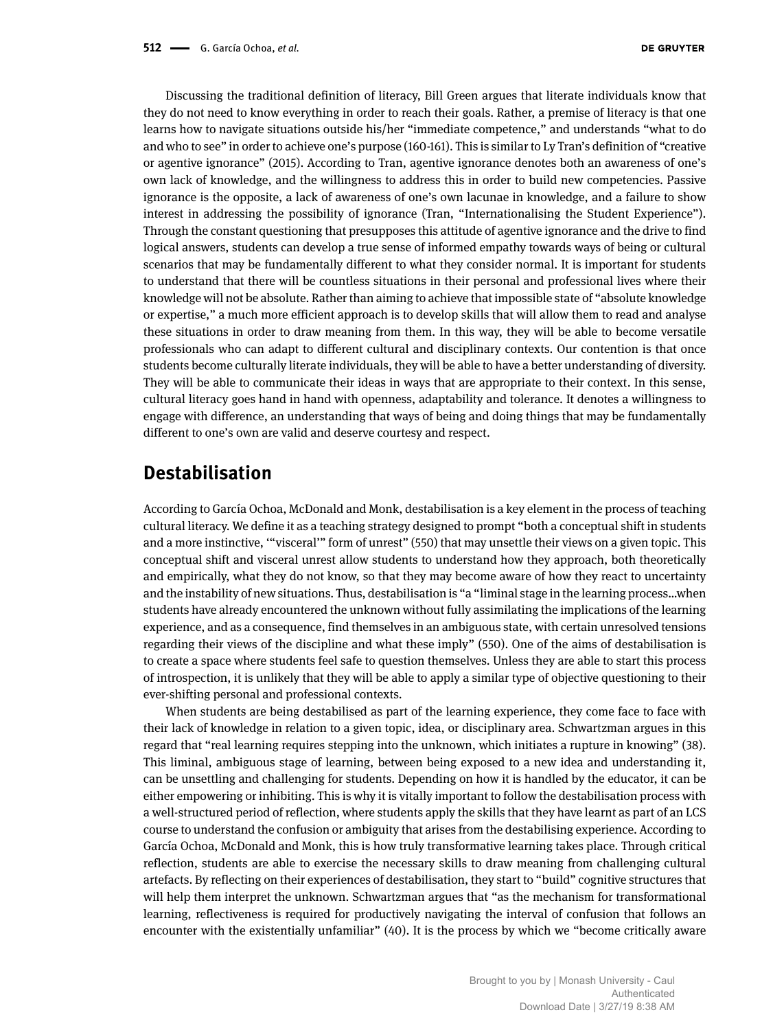Discussing the traditional definition of literacy, Bill Green argues that literate individuals know that they do not need to know everything in order to reach their goals. Rather, a premise of literacy is that one learns how to navigate situations outside his/her "immediate competence," and understands "what to do and who to see" in order to achieve one's purpose (160-161). This is similar to Ly Tran's definition of "creative or agentive ignorance" (2015). According to Tran, agentive ignorance denotes both an awareness of one's own lack of knowledge, and the willingness to address this in order to build new competencies. Passive ignorance is the opposite, a lack of awareness of one's own lacunae in knowledge, and a failure to show interest in addressing the possibility of ignorance (Tran, "Internationalising the Student Experience"). Through the constant questioning that presupposes this attitude of agentive ignorance and the drive to find logical answers, students can develop a true sense of informed empathy towards ways of being or cultural scenarios that may be fundamentally different to what they consider normal. It is important for students to understand that there will be countless situations in their personal and professional lives where their knowledge will not be absolute. Rather than aiming to achieve that impossible state of "absolute knowledge or expertise," a much more efficient approach is to develop skills that will allow them to read and analyse these situations in order to draw meaning from them. In this way, they will be able to become versatile professionals who can adapt to different cultural and disciplinary contexts. Our contention is that once students become culturally literate individuals, they will be able to have a better understanding of diversity. They will be able to communicate their ideas in ways that are appropriate to their context. In this sense, cultural literacy goes hand in hand with openness, adaptability and tolerance. It denotes a willingness to engage with difference, an understanding that ways of being and doing things that may be fundamentally different to one's own are valid and deserve courtesy and respect.

## Destabilisation

According to García Ochoa, McDonald and Monk, destabilisation is a key element in the process of teaching cultural literacy. We define it as a teaching strategy designed to prompt "both a conceptual shift in students and a more instinctive, '"visceral"' form of unrest" (550) that may unsettle their views on a given topic. This conceptual shift and visceral unrest allow students to understand how they approach, both theoretically and empirically, what they do not know, so that they may become aware of how they react to uncertainty and the instability of new situations. Thus, destabilisation is "a "liminal stage in the learning process...when students have already encountered the unknown without fully assimilating the implications of the learning experience, and as a consequence, find themselves in an ambiguous state, with certain unresolved tensions regarding their views of the discipline and what these imply" (550). One of the aims of destabilisation is to create a space where students feel safe to question themselves. Unless they are able to start this process of introspection, it is unlikely that they will be able to apply a similar type of objective questioning to their ever-shifting personal and professional contexts.

When students are being destabilised as part of the learning experience, they come face to face with their lack of knowledge in relation to a given topic, idea, or disciplinary area. Schwartzman argues in this regard that "real learning requires stepping into the unknown, which initiates a rupture in knowing" (38). This liminal, ambiguous stage of learning, between being exposed to a new idea and understanding it, can be unsettling and challenging for students. Depending on how it is handled by the educator, it can be either empowering or inhibiting. This is why it is vitally important to follow the destabilisation process with a well-structured period of reflection, where students apply the skills that they have learnt as part of an LCS course to understand the confusion or ambiguity that arises from the destabilising experience. According to García Ochoa, McDonald and Monk, this is how truly transformative learning takes place. Through critical reflection, students are able to exercise the necessary skills to draw meaning from challenging cultural artefacts. By reflecting on their experiences of destabilisation, they start to "build" cognitive structures that will help them interpret the unknown. Schwartzman argues that "as the mechanism for transformational learning, reflectiveness is required for productively navigating the interval of confusion that follows an encounter with the existentially unfamiliar" (40). It is the process by which we "become critically aware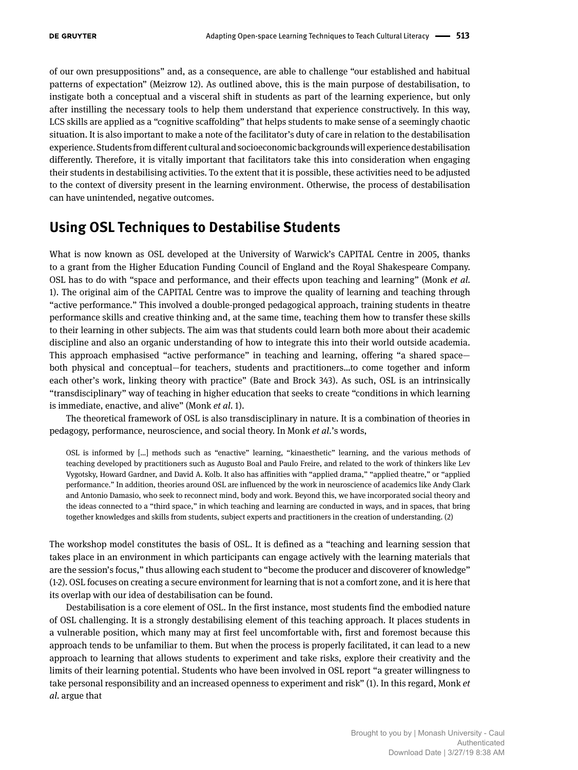of our own presuppositions" and, as a consequence, are able to challenge "our established and habitual patterns of expectation" (Meizrow 12). As outlined above, this is the main purpose of destabilisation, to instigate both a conceptual and a visceral shift in students as part of the learning experience, but only after instilling the necessary tools to help them understand that experience constructively. In this way, LCS skills are applied as a "cognitive scaffolding" that helps students to make sense of a seemingly chaotic situation. It is also important to make a note of the facilitator's duty of care in relation to the destabilisation experience. Students from different cultural and socioeconomic backgrounds will experience destabilisation differently. Therefore, it is vitally important that facilitators take this into consideration when engaging their students in destabilising activities. To the extent that it is possible, these activities need to be adjusted to the context of diversity present in the learning environment. Otherwise, the process of destabilisation can have unintended, negative outcomes.

## Using OSL Techniques to Destabilise Students

What is now known as OSL developed at the University of Warwick's CAPITAL Centre in 2005, thanks to a grant from the Higher Education Funding Council of England and the Royal Shakespeare Company. OSL has to do with "space and performance, and their effects upon teaching and learning" (Monk *et al.* 1). The original aim of the CAPITAL Centre was to improve the quality of learning and teaching through "active performance." This involved a double-pronged pedagogical approach, training students in theatre performance skills and creative thinking and, at the same time, teaching them how to transfer these skills to their learning in other subjects. The aim was that students could learn both more about their academic discipline and also an organic understanding of how to integrate this into their world outside academia. This approach emphasised "active performance" in teaching and learning, offering "a shared space—both physical and conceptual—for teachers, students and practitioners...to come together and inform each other's work, linking theory with practice" (Bate and Brock 343). As such, OSL is an intrinsically "transdisciplinary" way of teaching in higher education that seeks to create "conditions in which learning is immediate, enactive, and alive" (Monk *et al.* 1).

The theoretical framework of OSL is also transdisciplinary in nature. It is a combination of theories in pedagogy, performance, neuroscience, and social theory. In Monk *et al.*'s words,

> OSL is informed by [...] methods such as "enactive" learning, "kinaesthetic" learning, and the various methods of teaching developed by practitioners such as Augusto Boal and Paulo Freire, and related to the work of thinkers like Lev Vygotsky, Howard Gardner, and David A. Kolb. It also has affinities with "applied drama," "applied theatre," or "applied performance." In addition, theories around OSL are influenced by the work in neuroscience of academics like Andy Clark and Antonio Damasio, who seek to reconnect mind, body and work. Beyond this, we have incorporated social theory and the ideas connected to a "third space," in which teaching and learning are conducted in ways, and in spaces, that bring together knowledges and skills from students, subject experts and practitioners in the creation of understanding. (2)

The workshop model constitutes the basis of OSL. It is defined as a "teaching and learning session that takes place in an environment in which participants can engage actively with the learning materials that are the session's focus," thus allowing each student to "become the producer and discoverer of knowledge" (1-2). OSL focuses on creating a secure environment for learning that is not a comfort zone, and it is here that its overlap with our idea of destabilisation can be found.

Destabilisation is a core element of OSL. In the first instance, most students find the embodied nature of OSL challenging. It is a strongly destabilising element of this teaching approach. It places students in a vulnerable position, which many may at first feel uncomfortable with, first and foremost because this approach tends to be unfamiliar to them. But when the process is properly facilitated, it can lead to a new approach to learning that allows students to experiment and take risks, explore their creativity and the limits of their learning potential. Students who have been involved in OSL report "a greater willingness to take personal responsibility and an increased openness to experiment and risk" (1). In this regard, Monk *et al.* argue that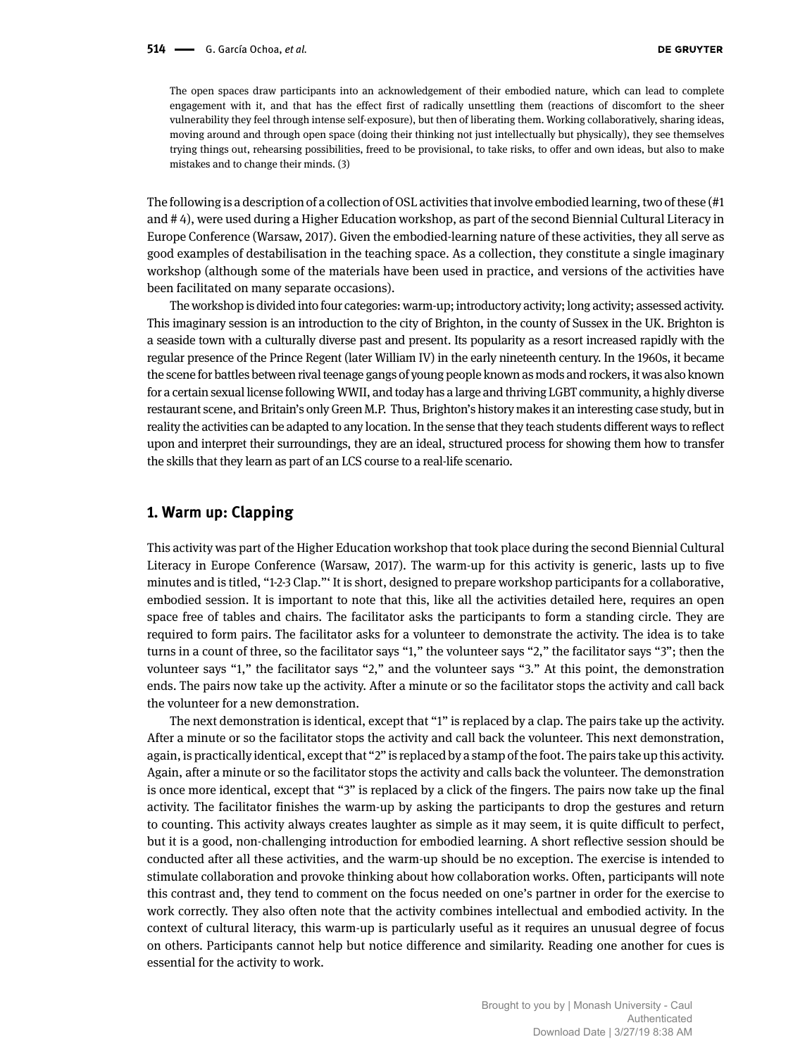> The open spaces draw participants into an acknowledgement of their embodied nature, which can lead to complete engagement with it, and that has the effect first of radically unsettling them (reactions of discomfort to the sheer vulnerability they feel through intense self-exposure), but then of liberating them. Working collaboratively, sharing ideas, moving around and through open space (doing their thinking not just intellectually but physically), they see themselves trying things out, rehearsing possibilities, freed to be provisional, to take risks, to offer and own ideas, but also to make mistakes and to change their minds. (3)

The following is a description of a collection of OSL activities that involve embodied learning, two of these (#1 and # 4), were used during a Higher Education workshop, as part of the second Biennial Cultural Literacy in Europe Conference (Warsaw, 2017). Given the embodied-learning nature of these activities, they all serve as good examples of destabilisation in the teaching space. As a collection, they constitute a single imaginary workshop (although some of the materials have been used in practice, and versions of the activities have been facilitated on many separate occasions).

The workshop is divided into four categories: warm-up; introductory activity; long activity; assessed activity. This imaginary session is an introduction to the city of Brighton, in the county of Sussex in the UK. Brighton is a seaside town with a culturally diverse past and present. Its popularity as a resort increased rapidly with the regular presence of the Prince Regent (later William IV) in the early nineteenth century. In the 1960s, it became the scene for battles between rival teenage gangs of young people known as mods and rockers, it was also known for a certain sexual license following WWII, and today has a large and thriving LGBT community, a highly diverse restaurant scene, and Britain's only Green M.P. Thus, Brighton's history makes it an interesting case study, but in reality the activities can be adapted to any location. In the sense that they teach students different ways to reflect upon and interpret their surroundings, they are an ideal, structured process for showing them how to transfer the skills that they learn as part of an LCS course to a real-life scenario.

## 1. Warm up: Clapping

This activity was part of the Higher Education workshop that took place during the second Biennial Cultural Literacy in Europe Conference (Warsaw, 2017). The warm-up for this activity is generic, lasts up to five minutes and is titled, "1-2-3 Clap."' It is short, designed to prepare workshop participants for a collaborative, embodied session. It is important to note that this, like all the activities detailed here, requires an open space free of tables and chairs. The facilitator asks the participants to form a standing circle. They are required to form pairs. The facilitator asks for a volunteer to demonstrate the activity. The idea is to take turns in a count of three, so the facilitator says "1," the volunteer says "2," the facilitator says "3"; then the volunteer says "1," the facilitator says "2," and the volunteer says "3." At this point, the demonstration ends. The pairs now take up the activity. After a minute or so the facilitator stops the activity and call back the volunteer for a new demonstration.

The next demonstration is identical, except that "1" is replaced by a clap. The pairs take up the activity. After a minute or so the facilitator stops the activity and call back the volunteer. This next demonstration, again, is practically identical, except that "2" is replaced by a stamp of the foot. The pairs take up this activity. Again, after a minute or so the facilitator stops the activity and calls back the volunteer. The demonstration is once more identical, except that "3" is replaced by a click of the fingers. The pairs now take up the final activity. The facilitator finishes the warm-up by asking the participants to drop the gestures and return to counting. This activity always creates laughter as simple as it may seem, it is quite difficult to perfect, but it is a good, non-challenging introduction for embodied learning. A short reflective session should be conducted after all these activities, and the warm-up should be no exception. The exercise is intended to stimulate collaboration and provoke thinking about how collaboration works. Often, participants will note this contrast and, they tend to comment on the focus needed on one's partner in order for the exercise to work correctly. They also often note that the activity combines intellectual and embodied activity. In the context of cultural literacy, this warm-up is particularly useful as it requires an unusual degree of focus on others. Participants cannot help but notice difference and similarity. Reading one another for cues is essential for the activity to work.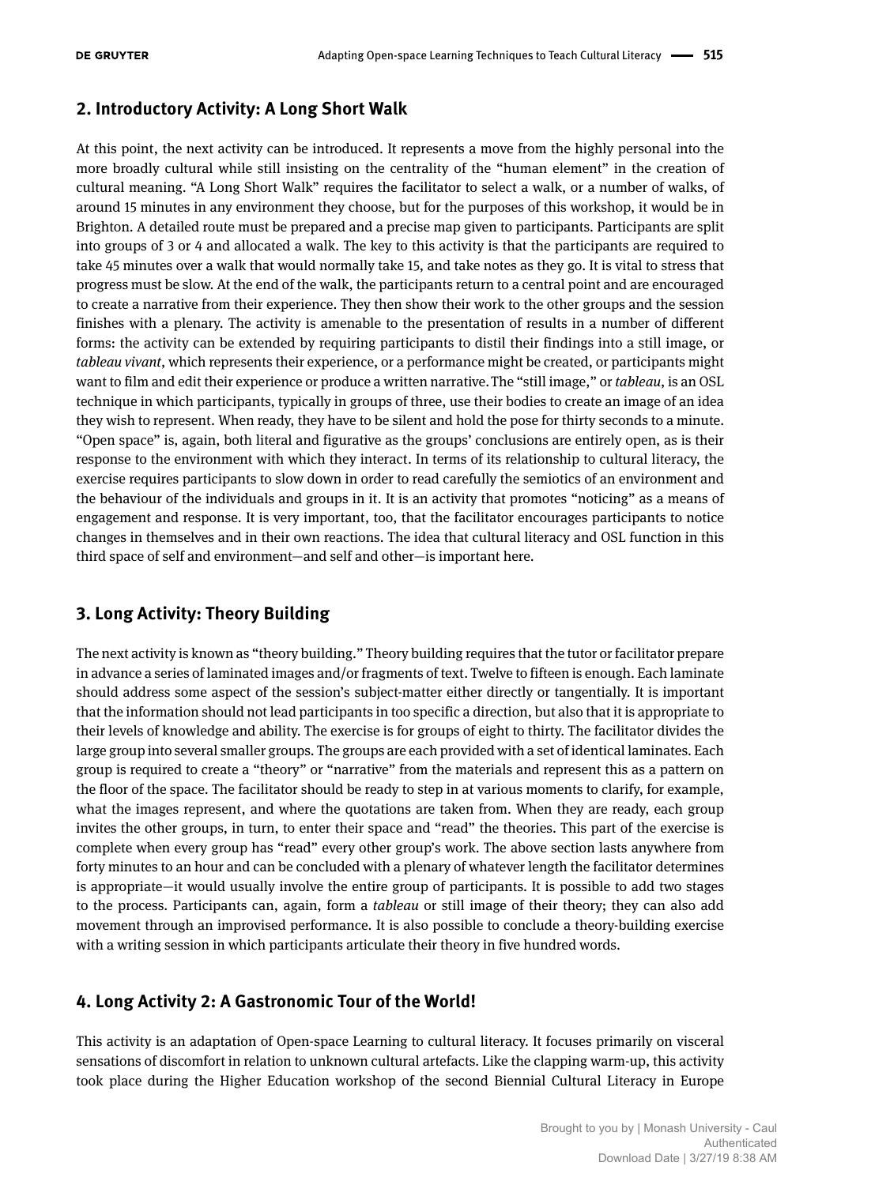## 2. Introductory Activity: A Long Short Walk

At this point, the next activity can be introduced. It represents a move from the highly personal into the more broadly cultural while still insisting on the centrality of the "human element" in the creation of cultural meaning. "A Long Short Walk" requires the facilitator to select a walk, or a number of walks, of around 15 minutes in any environment they choose, but for the purposes of this workshop, it would be in Brighton. A detailed route must be prepared and a precise map given to participants. Participants are split into groups of 3 or 4 and allocated a walk. The key to this activity is that the participants are required to take 45 minutes over a walk that would normally take 15, and take notes as they go. It is vital to stress that progress must be slow. At the end of the walk, the participants return to a central point and are encouraged to create a narrative from their experience. They then show their work to the other groups and the session finishes with a plenary. The activity is amenable to the presentation of results in a number of different forms: the activity can be extended by requiring participants to distil their findings into a still image, or *tableau vivant*, which represents their experience, or a performance might be created, or participants might want to film and edit their experience or produce a written narrative. The "still image," or *tableau*, is an OSL technique in which participants, typically in groups of three, use their bodies to create an image of an idea they wish to represent. When ready, they have to be silent and hold the pose for thirty seconds to a minute. "Open space" is, again, both literal and figurative as the groups' conclusions are entirely open, as is their response to the environment with which they interact. In terms of its relationship to cultural literacy, the exercise requires participants to slow down in order to read carefully the semiotics of an environment and the behaviour of the individuals and groups in it. It is an activity that promotes "noticing" as a means of engagement and response. It is very important, too, that the facilitator encourages participants to notice changes in themselves and in their own reactions. The idea that cultural literacy and OSL function in this third space of self and environment—and self and other—is important here.

## 3. Long Activity: Theory Building

The next activity is known as "theory building." Theory building requires that the tutor or facilitator prepare in advance a series of laminated images and/or fragments of text. Twelve to fifteen is enough. Each laminate should address some aspect of the session's subject-matter either directly or tangentially. It is important that the information should not lead participants in too specific a direction, but also that it is appropriate to their levels of knowledge and ability. The exercise is for groups of eight to thirty. The facilitator divides the large group into several smaller groups. The groups are each provided with a set of identical laminates. Each group is required to create a "theory" or "narrative" from the materials and represent this as a pattern on the floor of the space. The facilitator should be ready to step in at various moments to clarify, for example, what the images represent, and where the quotations are taken from. When they are ready, each group invites the other groups, in turn, to enter their space and "read" the theories. This part of the exercise is complete when every group has "read" every other group's work. The above section lasts anywhere from forty minutes to an hour and can be concluded with a plenary of whatever length the facilitator determines is appropriate—it would usually involve the entire group of participants. It is possible to add two stages to the process. Participants can, again, form a *tableau* or still image of their theory; they can also add movement through an improvised performance. It is also possible to conclude a theory-building exercise with a writing session in which participants articulate their theory in five hundred words.

## 4. Long Activity 2: A Gastronomic Tour of the World!

This activity is an adaptation of Open-space Learning to cultural literacy. It focuses primarily on visceral sensations of discomfort in relation to unknown cultural artefacts. Like the clapping warm-up, this activity took place during the Higher Education workshop of the second Biennial Cultural Literacy in Europe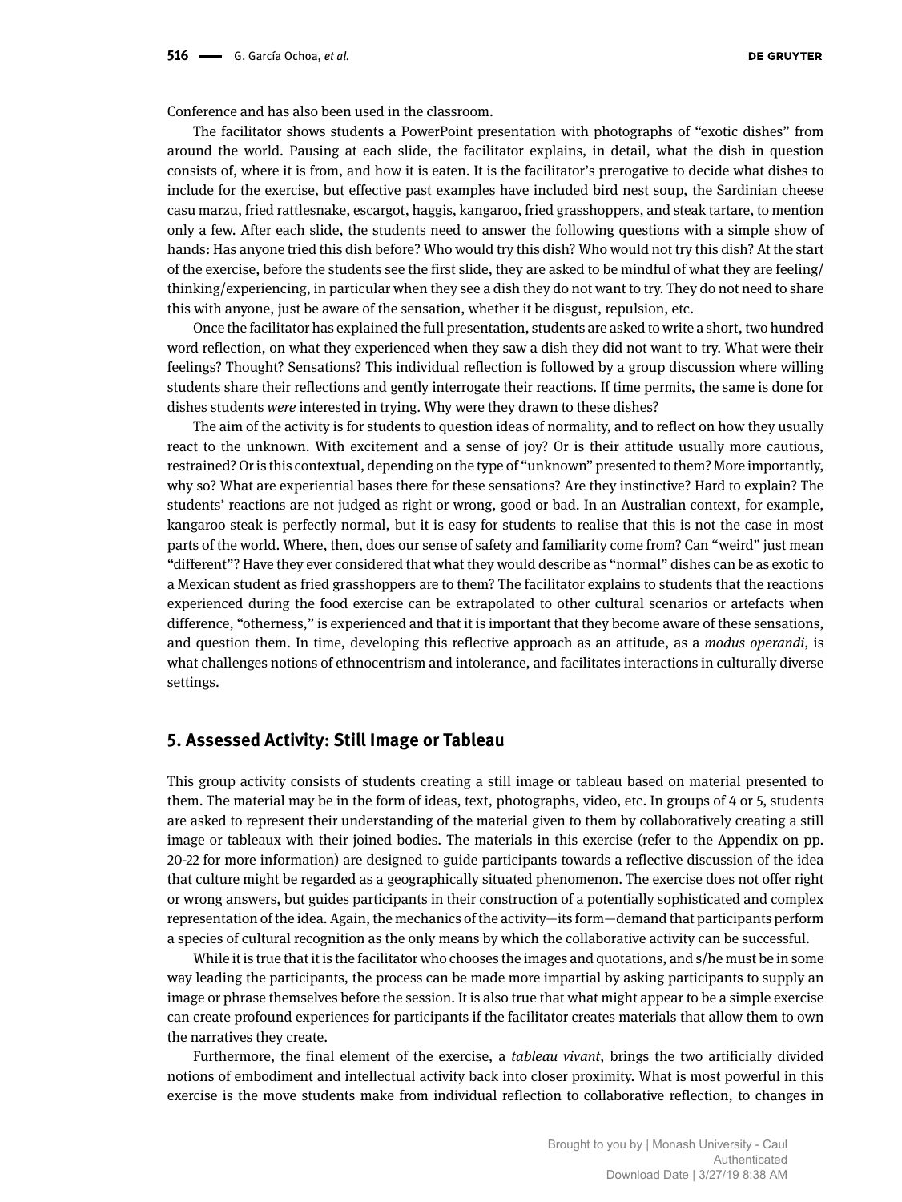Conference and has also been used in the classroom.

The facilitator shows students a PowerPoint presentation with photographs of “exotic dishes” from around the world. Pausing at each slide, the facilitator explains, in detail, what the dish in question consists of, where it is from, and how it is eaten. It is the facilitator’s prerogative to decide what dishes to include for the exercise, but effective past examples have included bird nest soup, the Sardinian cheese casu marzu, fried rattlesnake, escargot, haggis, kangaroo, fried grasshoppers, and steak tartare, to mention only a few. After each slide, the students need to answer the following questions with a simple show of hands: Has anyone tried this dish before? Who would try this dish? Who would not try this dish? At the start of the exercise, before the students see the first slide, they are asked to be mindful of what they are feeling/thinking/experiencing, in particular when they see a dish they do not want to try. They do not need to share this with anyone, just be aware of the sensation, whether it be disgust, repulsion, etc.

Once the facilitator has explained the full presentation, students are asked to write a short, two hundred word reflection, on what they experienced when they saw a dish they did not want to try. What were their feelings? Thought? Sensations? This individual reflection is followed by a group discussion where willing students share their reflections and gently interrogate their reactions. If time permits, the same is done for dishes students *were* interested in trying. Why were they drawn to these dishes?

The aim of the activity is for students to question ideas of normality, and to reflect on how they usually react to the unknown. With excitement and a sense of joy? Or is their attitude usually more cautious, restrained? Or is this contextual, depending on the type of “unknown” presented to them? More importantly, why so? What are experiential bases there for these sensations? Are they instinctive? Hard to explain? The students’ reactions are not judged as right or wrong, good or bad. In an Australian context, for example, kangaroo steak is perfectly normal, but it is easy for students to realise that this is not the case in most parts of the world. Where, then, does our sense of safety and familiarity come from? Can “weird” just mean “different”? Have they ever considered that what they would describe as “normal” dishes can be as exotic to a Mexican student as fried grasshoppers are to them? The facilitator explains to students that the reactions experienced during the food exercise can be extrapolated to other cultural scenarios or artefacts when difference, “otherness,” is experienced and that it is important that they become aware of these sensations, and question them. In time, developing this reflective approach as an attitude, as a *modus operandi*, is what challenges notions of ethnocentrism and intolerance, and facilitates interactions in culturally diverse settings.

## 5. Assessed Activity: Still Image or Tableau

This group activity consists of students creating a still image or tableau based on material presented to them. The material may be in the form of ideas, text, photographs, video, etc. In groups of 4 or 5, students are asked to represent their understanding of the material given to them by collaboratively creating a still image or tableaux with their joined bodies. The materials in this exercise (refer to the Appendix on pp. 20-22 for more information) are designed to guide participants towards a reflective discussion of the idea that culture might be regarded as a geographically situated phenomenon. The exercise does not offer right or wrong answers, but guides participants in their construction of a potentially sophisticated and complex representation of the idea. Again, the mechanics of the activity—its form—demand that participants perform a species of cultural recognition as the only means by which the collaborative activity can be successful.

While it is true that it is the facilitator who chooses the images and quotations, and s/he must be in some way leading the participants, the process can be made more impartial by asking participants to supply an image or phrase themselves before the session. It is also true that what might appear to be a simple exercise can create profound experiences for participants if the facilitator creates materials that allow them to own the narratives they create.

Furthermore, the final element of the exercise, a *tableau vivant*, brings the two artificially divided notions of embodiment and intellectual activity back into closer proximity. What is most powerful in this exercise is the move students make from individual reflection to collaborative reflection, to changes in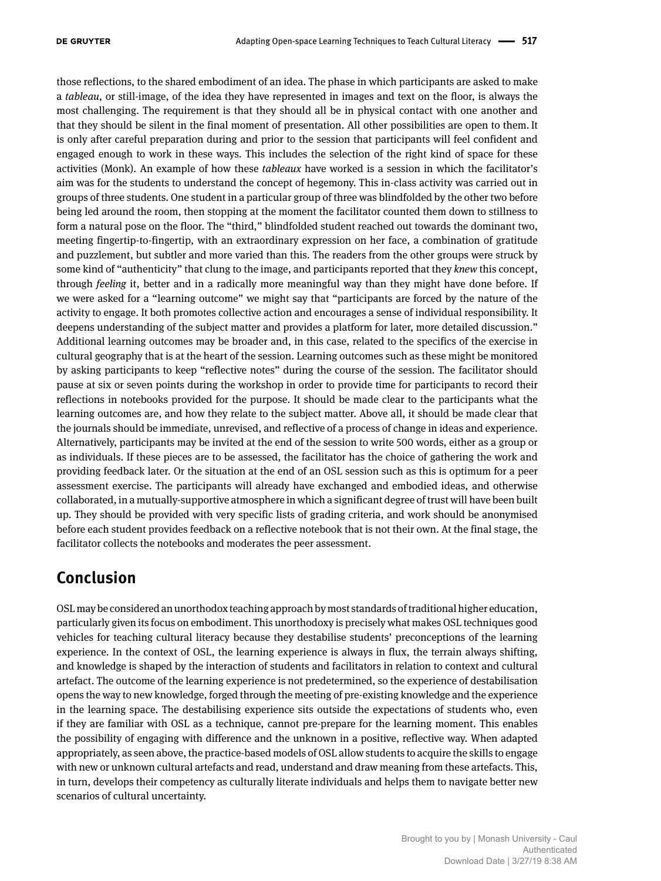those reflections, to the shared embodiment of an idea. The phase in which participants are asked to make a *tableau*, or still-image, of the idea they have represented in images and text on the floor, is always the most challenging. The requirement is that they should all be in physical contact with one another and that they should be silent in the final moment of presentation. All other possibilities are open to them. It is only after careful preparation during and prior to the session that participants will feel confident and engaged enough to work in these ways. This includes the selection of the right kind of space for these activities (Monk). An example of how these *tableaux* have worked is a session in which the facilitator's aim was for the students to understand the concept of hegemony. This in-class activity was carried out in groups of three students. One student in a particular group of three was blindfolded by the other two before being led around the room, then stopping at the moment the facilitator counted them down to stillness to form a natural pose on the floor. The "third," blindfolded student reached out towards the dominant two, meeting fingertip-to-fingertip, with an extraordinary expression on her face, a combination of gratitude and puzzlement, but subtler and more varied than this. The readers from the other groups were struck by some kind of "authenticity" that clung to the image, and participants reported that they *knew* this concept, through *feeling* it, better and in a radically more meaningful way than they might have done before. If we were asked for a "learning outcome" we might say that "participants are forced by the nature of the activity to engage. It both promotes collective action and encourages a sense of individual responsibility. It deepens understanding of the subject matter and provides a platform for later, more detailed discussion." Additional learning outcomes may be broader and, in this case, related to the specifics of the exercise in cultural geography that is at the heart of the session. Learning outcomes such as these might be monitored by asking participants to keep "reflective notes" during the course of the session. The facilitator should pause at six or seven points during the workshop in order to provide time for participants to record their reflections in notebooks provided for the purpose. It should be made clear to the participants what the learning outcomes are, and how they relate to the subject matter. Above all, it should be made clear that the journals should be immediate, unrevised, and reflective of a process of change in ideas and experience. Alternatively, participants may be invited at the end of the session to write 500 words, either as a group or as individuals. If these pieces are to be assessed, the facilitator has the choice of gathering the work and providing feedback later. Or the situation at the end of an OSL session such as this is optimum for a peer assessment exercise. The participants will already have exchanged and embodied ideas, and otherwise collaborated, in a mutually-supportive atmosphere in which a significant degree of trust will have been built up. They should be provided with very specific lists of grading criteria, and work should be anonymised before each student provides feedback on a reflective notebook that is not their own. At the final stage, the facilitator collects the notebooks and moderates the peer assessment.

## Conclusion

OSL may be considered an unorthodox teaching approach by most standards of traditional higher education, particularly given its focus on embodiment. This unorthodoxy is precisely what makes OSL techniques good vehicles for teaching cultural literacy because they destabilise students' preconceptions of the learning experience. In the context of OSL, the learning experience is always in flux, the terrain always shifting, and knowledge is shaped by the interaction of students and facilitators in relation to context and cultural artefact. The outcome of the learning experience is not predetermined, so the experience of destabilisation opens the way to new knowledge, forged through the meeting of pre-existing knowledge and the experience in the learning space. The destabilising experience sits outside the expectations of students who, even if they are familiar with OSL as a technique, cannot pre-prepare for the learning moment. This enables the possibility of engaging with difference and the unknown in a positive, reflective way. When adapted appropriately, as seen above, the practice-based models of OSL allow students to acquire the skills to engage with new or unknown cultural artefacts and read, understand and draw meaning from these artefacts. This, in turn, develops their competency as culturally literate individuals and helps them to navigate better new scenarios of cultural uncertainty.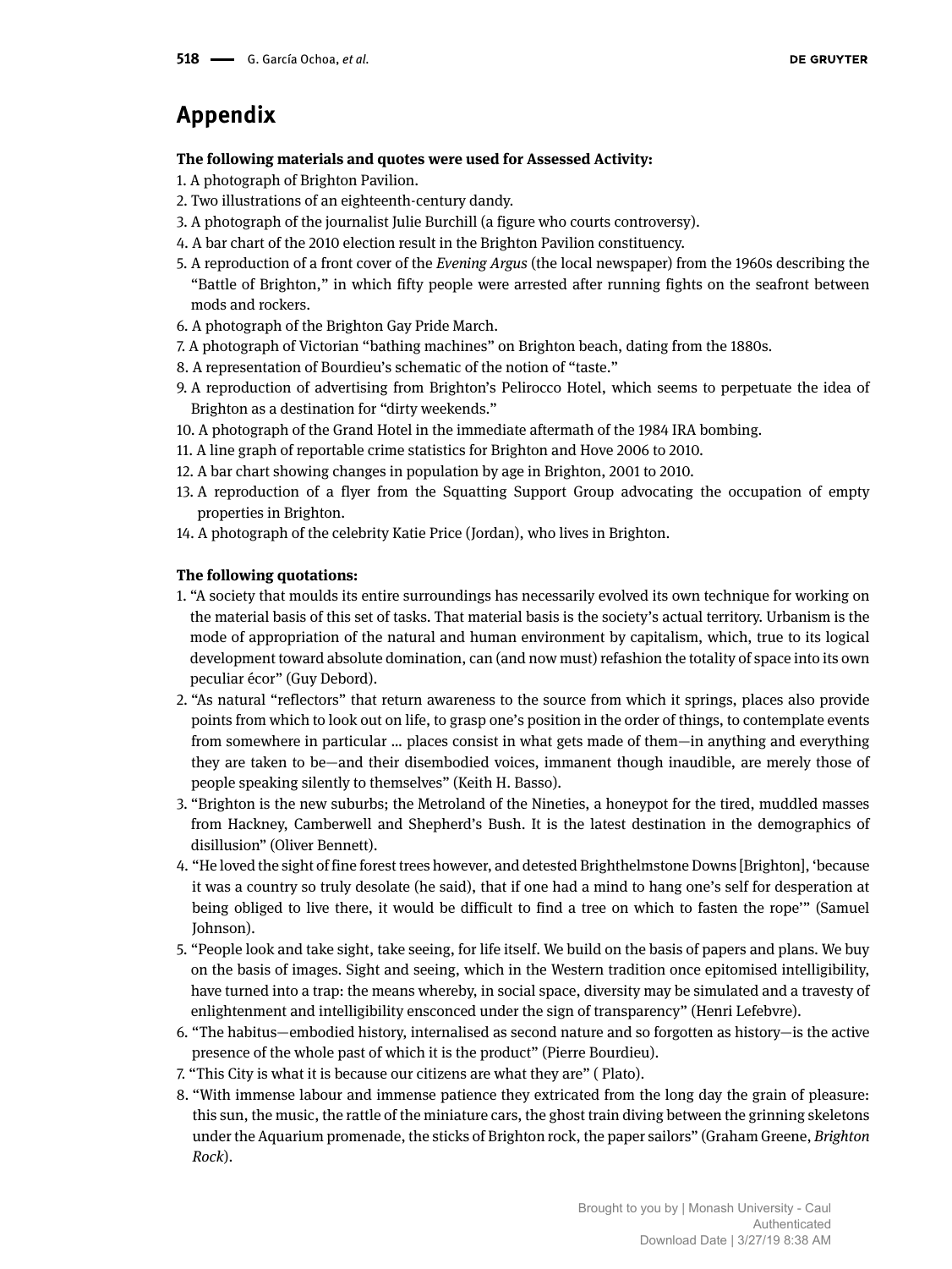## Appendix

**The following materials and quotes were used for Assessed Activity:**

1. A photograph of Brighton Pavilion.
2. Two illustrations of an eighteenth-century dandy.
3. A photograph of the journalist Julie Burchill (a figure who courts controversy).
4. A bar chart of the 2010 election result in the Brighton Pavilion constituency.
5. A reproduction of a front cover of the *Evening Argus* (the local newspaper) from the 1960s describing the "Battle of Brighton," in which fifty people were arrested after running fights on the seafront between mods and rockers.
6. A photograph of the Brighton Gay Pride March.
7. A photograph of Victorian "bathing machines" on Brighton beach, dating from the 1880s.
8. A representation of Bourdieu's schematic of the notion of "taste."
9. A reproduction of advertising from Brighton's Pelirocco Hotel, which seems to perpetuate the idea of Brighton as a destination for "dirty weekends."
10. A photograph of the Grand Hotel in the immediate aftermath of the 1984 IRA bombing.
11. A line graph of reportable crime statistics for Brighton and Hove 2006 to 2010.
12. A bar chart showing changes in population by age in Brighton, 2001 to 2010.
13. A reproduction of a flyer from the Squatting Support Group advocating the occupation of empty properties in Brighton.
14. A photograph of the celebrity Katie Price (Jordan), who lives in Brighton.

**The following quotations:**

1. "A society that moulds its entire surroundings has necessarily evolved its own technique for working on the material basis of this set of tasks. That material basis is the society's actual territory. Urbanism is the mode of appropriation of the natural and human environment by capitalism, which, true to its logical development toward absolute domination, can (and now must) refashion the totality of space into its own peculiar écor" (Guy Debord).
2. "As natural "reflectors" that return awareness to the source from which it springs, places also provide points from which to look out on life, to grasp one's position in the order of things, to contemplate events from somewhere in particular ... places consist in what gets made of them—in anything and everything they are taken to be—and their disembodied voices, immanent though inaudible, are merely those of people speaking silently to themselves" (Keith H. Basso).
3. "Brighton is the new suburbs; the Metroland of the Nineties, a honeypot for the tired, muddled masses from Hackney, Camberwell and Shepherd's Bush. It is the latest destination in the demographics of disillusion" (Oliver Bennett).
4. "He loved the sight of fine forest trees however, and detested Brighthelmstone Downs [Brighton], 'because it was a country so truly desolate (he said), that if one had a mind to hang one's self for desperation at being obliged to live there, it would be difficult to find a tree on which to fasten the rope'" (Samuel Johnson).
5. "People look and take sight, take seeing, for life itself. We build on the basis of papers and plans. We buy on the basis of images. Sight and seeing, which in the Western tradition once epitomised intelligibility, have turned into a trap: the means whereby, in social space, diversity may be simulated and a travesty of enlightenment and intelligibility ensconced under the sign of transparency" (Henri Lefebvre).
6. "The habitus—embodied history, internalised as second nature and so forgotten as history—is the active presence of the whole past of which it is the product" (Pierre Bourdieu).
7. "This City is what it is because our citizens are what they are" ( Plato).
8. "With immense labour and immense patience they extricated from the long day the grain of pleasure: this sun, the music, the rattle of the miniature cars, the ghost train diving between the grinning skeletons under the Aquarium promenade, the sticks of Brighton rock, the paper sailors" (Graham Greene, *Brighton Rock*).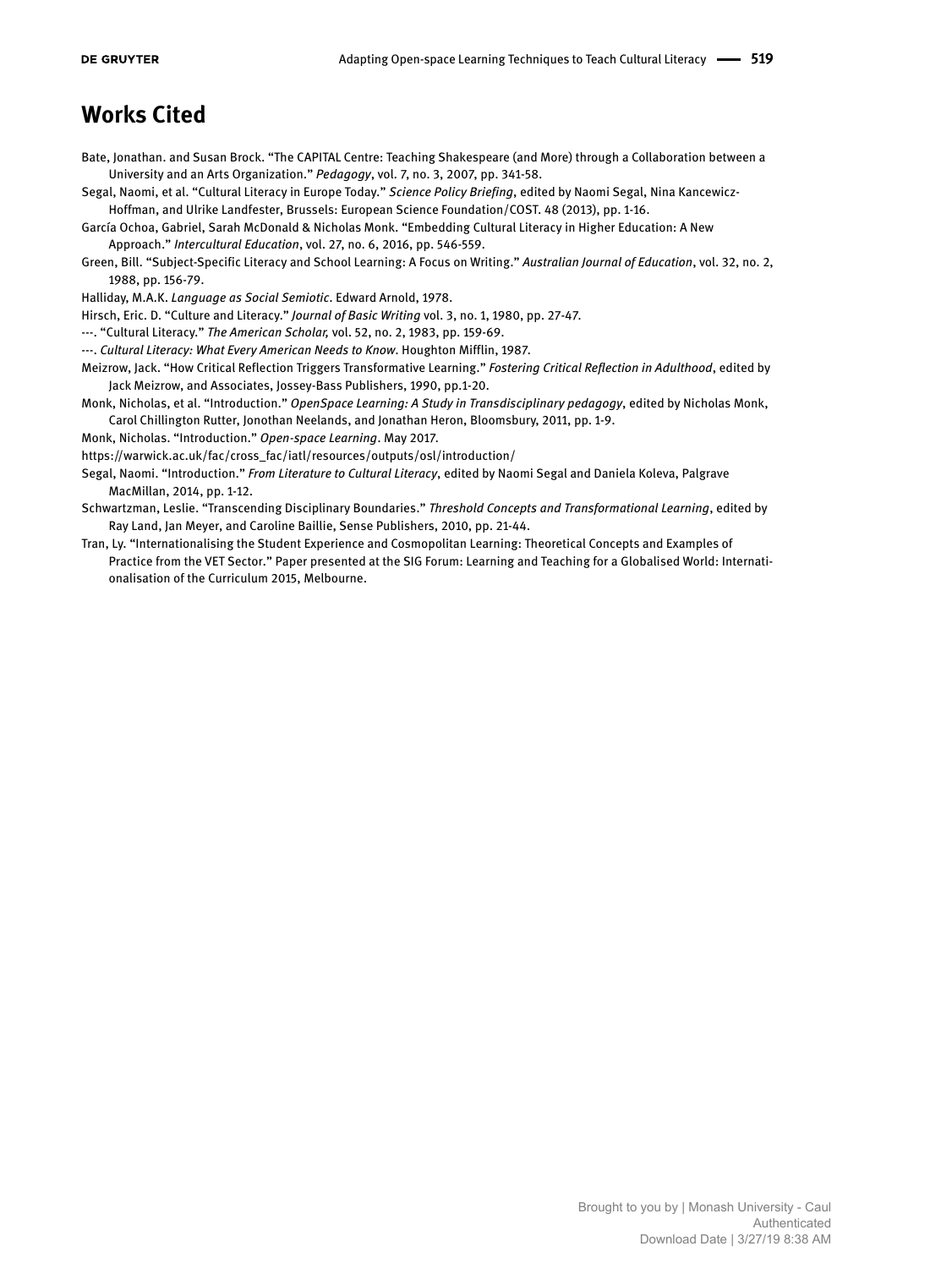## Works Cited

Bate, Jonathan. and Susan Brock. "The CAPITAL Centre: Teaching Shakespeare (and More) through a Collaboration between a University and an Arts Organization." *Pedagogy*, vol. 7, no. 3, 2007, pp. 341-58.

Segal, Naomi, et al. "Cultural Literacy in Europe Today." *Science Policy Briefing*, edited by Naomi Segal, Nina Kancewicz-Hoffman, and Ulrike Landfester, Brussels: European Science Foundation/COST. 48 (2013), pp. 1-16.

García Ochoa, Gabriel, Sarah McDonald & Nicholas Monk. "Embedding Cultural Literacy in Higher Education: A New Approach." *Intercultural Education*, vol. 27, no. 6, 2016, pp. 546-559.

Green, Bill. "Subject-Specific Literacy and School Learning: A Focus on Writing." *Australian Journal of Education*, vol. 32, no. 2, 1988, pp. 156-79.

Halliday, M.A.K. *Language as Social Semiotic*. Edward Arnold, 1978.

Hirsch, Eric. D. "Culture and Literacy." *Journal of Basic Writing* vol. 3, no. 1, 1980, pp. 27-47.

---. "Cultural Literacy." *The American Scholar,* vol. 52, no. 2, 1983, pp. 159-69.

---. *Cultural Literacy: What Every American Needs to Know*. Houghton Mifflin, 1987.

Meizrow, Jack. "How Critical Reflection Triggers Transformative Learning." *Fostering Critical Reflection in Adulthood*, edited by Jack Meizrow, and Associates, Jossey-Bass Publishers, 1990, pp.1-20.

Monk, Nicholas, et al. "Introduction." *OpenSpace Learning: A Study in Transdisciplinary pedagogy*, edited by Nicholas Monk, Carol Chillington Rutter, Jonothan Neelands, and Jonathan Heron, Bloomsbury, 2011, pp. 1-9.

Monk, Nicholas. "Introduction." *Open-space Learning*. May 2017.

https://warwick.ac.uk/fac/cross_fac/iatl/resources/outputs/osl/introduction/

Segal, Naomi. "Introduction." *From Literature to Cultural Literacy*, edited by Naomi Segal and Daniela Koleva, Palgrave MacMillan, 2014, pp. 1-12.

Schwartzman, Leslie. "Transcending Disciplinary Boundaries." *Threshold Concepts and Transformational Learning*, edited by Ray Land, Jan Meyer, and Caroline Baillie, Sense Publishers, 2010, pp. 21-44.

Tran, Ly. "Internationalising the Student Experience and Cosmopolitan Learning: Theoretical Concepts and Examples of Practice from the VET Sector." Paper presented at the SIG Forum: Learning and Teaching for a Globalised World: Internationalisation of the Curriculum 2015, Melbourne.